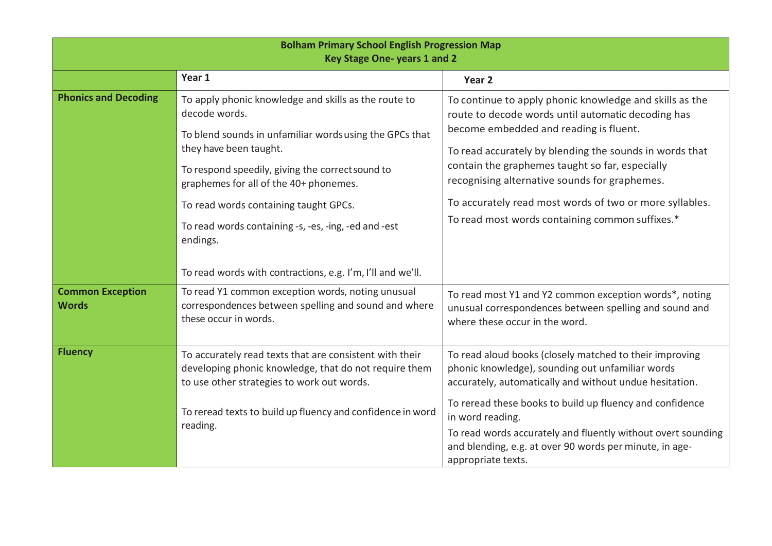| Bolham Primary School English Progression Map<br>Key Stage One- years 1 and 2 | | |
|---|---|---|
| | **Year 1** | **Year 2** |
| **Phonics and Decoding** | To apply phonic knowledge and skills as the route to decode words.<br><br>To blend sounds in unfamiliar words using the GPCs that they have been taught.<br><br>To respond speedily, giving the correct sound to graphemes for all of the 40+ phonemes.<br><br>To read words containing taught GPCs.<br><br>To read words containing -s, -es, -ing, -ed and -est endings.<br><br>To read words with contractions, e.g. I'm, I'll and we'll. | To continue to apply phonic knowledge and skills as the route to decode words until automatic decoding has become embedded and reading is fluent.<br><br>To read accurately by blending the sounds in words that contain the graphemes taught so far, especially recognising alternative sounds for graphemes.<br><br>To accurately read most words of two or more syllables.<br><br>To read most words containing common suffixes.* |
| **Common Exception Words** | To read Y1 common exception words, noting unusual correspondences between spelling and sound and where these occur in words. | To read most Y1 and Y2 common exception words*, noting unusual correspondences between spelling and sound and where these occur in the word. |
| **Fluency** | To accurately read texts that are consistent with their developing phonic knowledge, that do not require them to use other strategies to work out words.<br><br>To reread texts to build up fluency and confidence in word reading. | To read aloud books (closely matched to their improving phonic knowledge), sounding out unfamiliar words accurately, automatically and without undue hesitation.<br><br>To reread these books to build up fluency and confidence in word reading.<br><br>To read words accurately and fluently without overt sounding and blending, e.g. at over 90 words per minute, in age-appropriate texts. |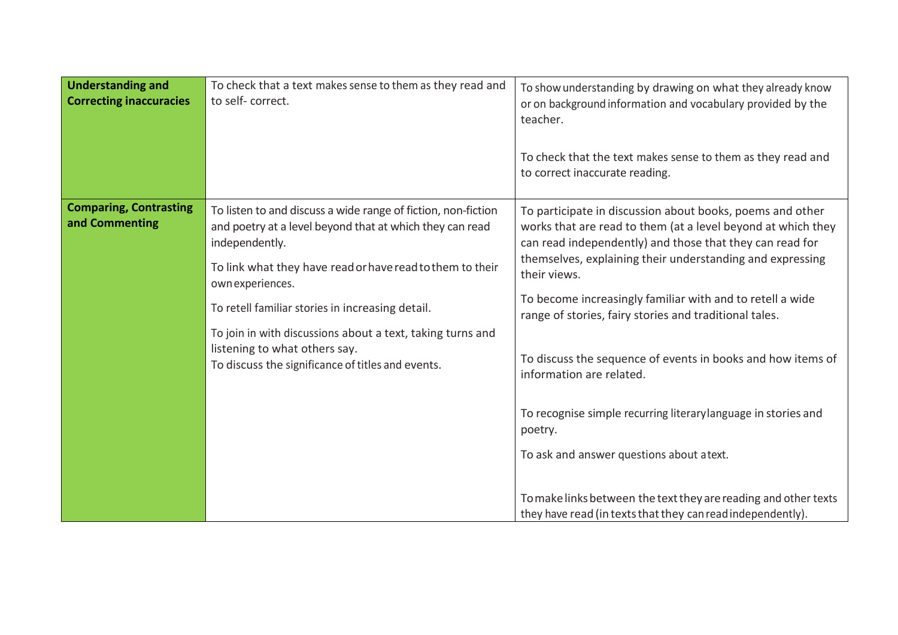| | | |
|---|---|---|
| **Understanding and Correcting inaccuracies** | To check that a text makes sense to them as they read and to self- correct. | To show understanding by drawing on what they already know or on background information and vocabulary provided by the teacher.<br><br>To check that the text makes sense to them as they read and to correct inaccurate reading. |
| **Comparing, Contrasting and Commenting** | To listen to and discuss a wide range of fiction, non-fiction and poetry at a level beyond that at which they can read independently.<br><br>To link what they have read or have read to them to their own experiences.<br><br>To retell familiar stories in increasing detail.<br><br>To join in with discussions about a text, taking turns and listening to what others say.<br>To discuss the significance of titles and events. | To participate in discussion about books, poems and other works that are read to them (at a level beyond at which they can read independently) and those that they can read for themselves, explaining their understanding and expressing their views.<br><br>To become increasingly familiar with and to retell a wide range of stories, fairy stories and traditional tales.<br><br>To discuss the sequence of events in books and how items of information are related.<br><br>To recognise simple recurring literary language in stories and poetry.<br><br>To ask and answer questions about a text.<br><br>To make links between the text they are reading and other texts they have read (in texts that they can read independently). |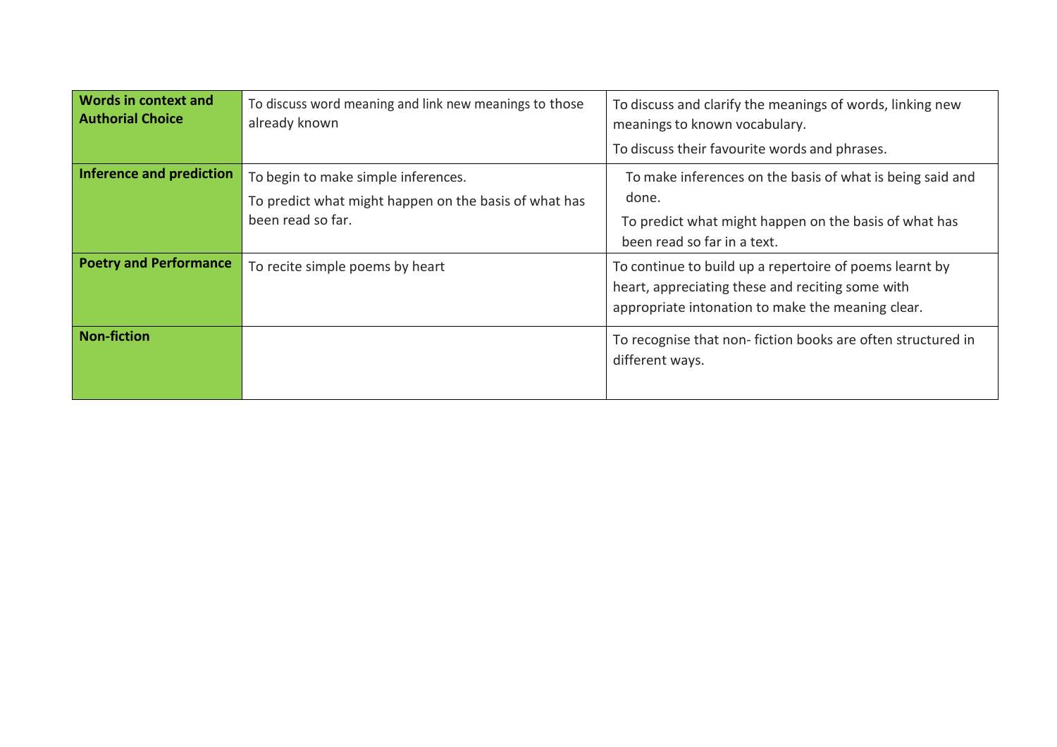| | | |
|---|---|---|
| **Words in context and Authorial Choice** | To discuss word meaning and link new meanings to those already known | To discuss and clarify the meanings of words, linking new meanings to known vocabulary.<br>To discuss their favourite words and phrases. |
| **Inference and prediction** | To begin to make simple inferences.<br>To predict what might happen on the basis of what has been read so far. | To make inferences on the basis of what is being said and done.<br>To predict what might happen on the basis of what has been read so far in a text. |
| **Poetry and Performance** | To recite simple poems by heart | To continue to build up a repertoire of poems learnt by heart, appreciating these and reciting some with appropriate intonation to make the meaning clear. |
| **Non-fiction** | | To recognise that non- fiction books are often structured in different ways. |